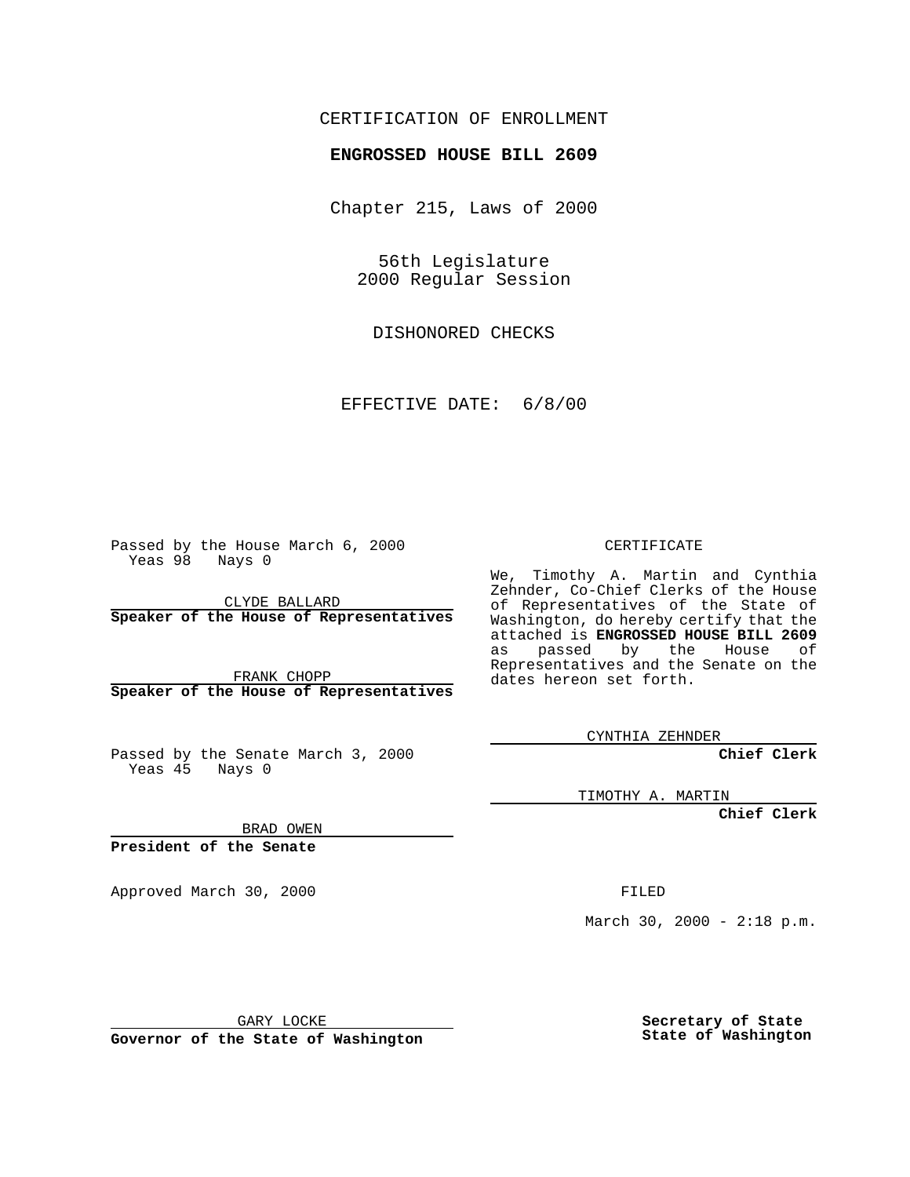CERTIFICATION OF ENROLLMENT

**ENGROSSED HOUSE BILL 2609**

Chapter 215, Laws of 2000

56th Legislature
2000 Regular Session

DISHONORED CHECKS

EFFECTIVE DATE: 6/8/00

Passed by the House March 6, 2000
Yeas 98 Nays 0

CLYDE BALLARD
**Speaker of the House of Representatives**

FRANK CHOPP
**Speaker of the House of Representatives**

Passed by the Senate March 3, 2000
Yeas 45 Nays 0

BRAD OWEN
**President of the Senate**

Approved March 30, 2000

GARY LOCKE
**Governor of the State of Washington**

CERTIFICATE

We, Timothy A. Martin and Cynthia Zehnder, Co-Chief Clerks of the House of Representatives of the State of Washington, do hereby certify that the attached is **ENGROSSED HOUSE BILL 2609** as passed by the House of Representatives and the Senate on the dates hereon set forth.

CYNTHIA ZEHNDER
**Chief Clerk**

TIMOTHY A. MARTIN
**Chief Clerk**

FILED

March 30, 2000 - 2:18 p.m.

**Secretary of State**
**State of Washington**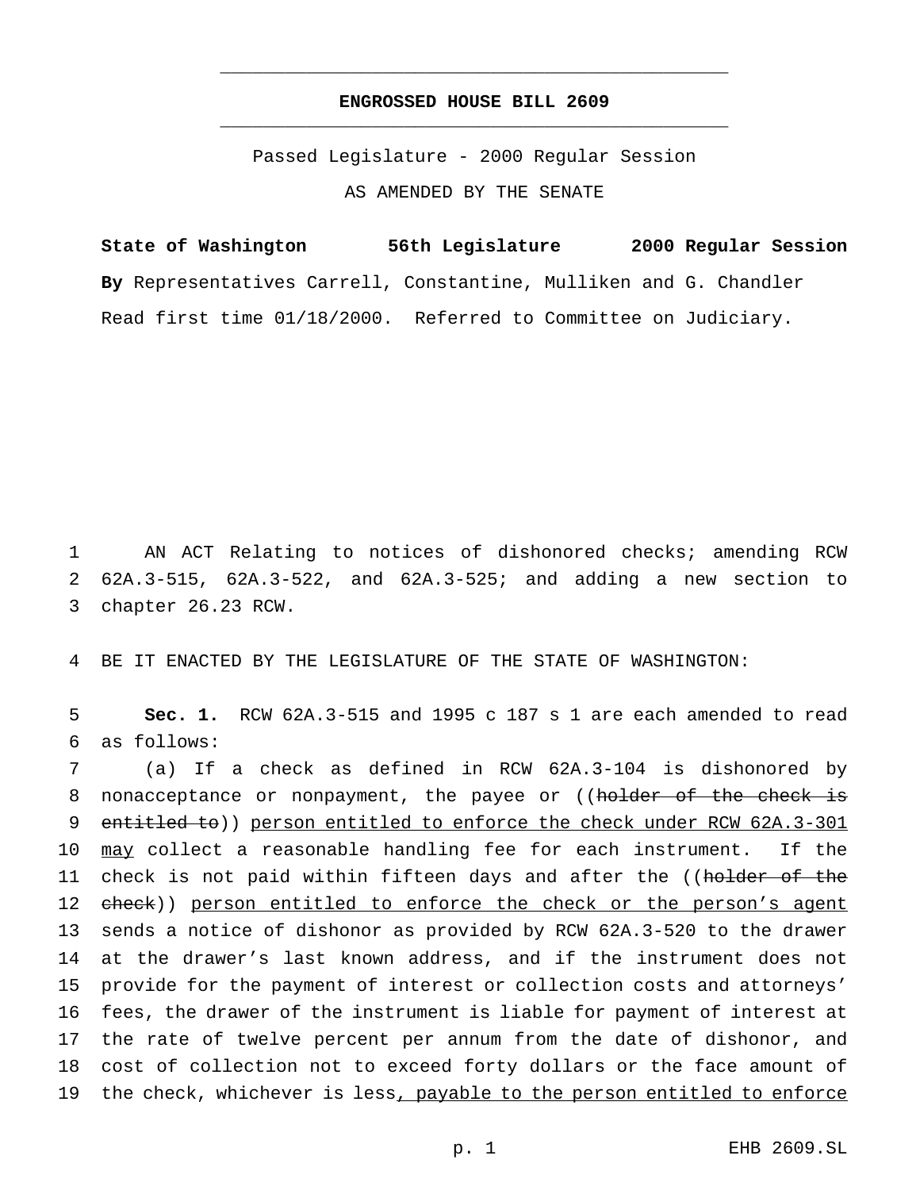# ENGROSSED HOUSE BILL 2609

Passed Legislature - 2000 Regular Session

AS AMENDED BY THE SENATE

**State of Washington 56th Legislature 2000 Regular Session**

**By** Representatives Carrell, Constantine, Mulliken and G. Chandler

Read first time 01/18/2000. Referred to Committee on Judiciary.

1 AN ACT Relating to notices of dishonored checks; amending RCW 2 62A.3-515, 62A.3-522, and 62A.3-525; and adding a new section to 3 chapter 26.23 RCW.

4 BE IT ENACTED BY THE LEGISLATURE OF THE STATE OF WASHINGTON:

5 **Sec. 1.** RCW 62A.3-515 and 1995 c 187 s 1 are each amended to read 6 as follows:

7 (a) If a check as defined in RCW 62A.3-104 is dishonored by 8 nonacceptance or nonpayment, the payee or ((~~holder of the check is~~ 9 ~~entitled to~~)) <u>person entitled to enforce the check under RCW 62A.3-301</u> 10 <u>may</u> collect a reasonable handling fee for each instrument. If the 11 check is not paid within fifteen days and after the ((~~holder of the~~ 12 ~~check~~)) <u>person entitled to enforce the check or the person's agent</u> 13 sends a notice of dishonor as provided by RCW 62A.3-520 to the drawer 14 at the drawer's last known address, and if the instrument does not 15 provide for the payment of interest or collection costs and attorneys' 16 fees, the drawer of the instrument is liable for payment of interest at 17 the rate of twelve percent per annum from the date of dishonor, and 18 cost of collection not to exceed forty dollars or the face amount of 19 the check, whichever is less<u>, payable to the person entitled to enforce</u>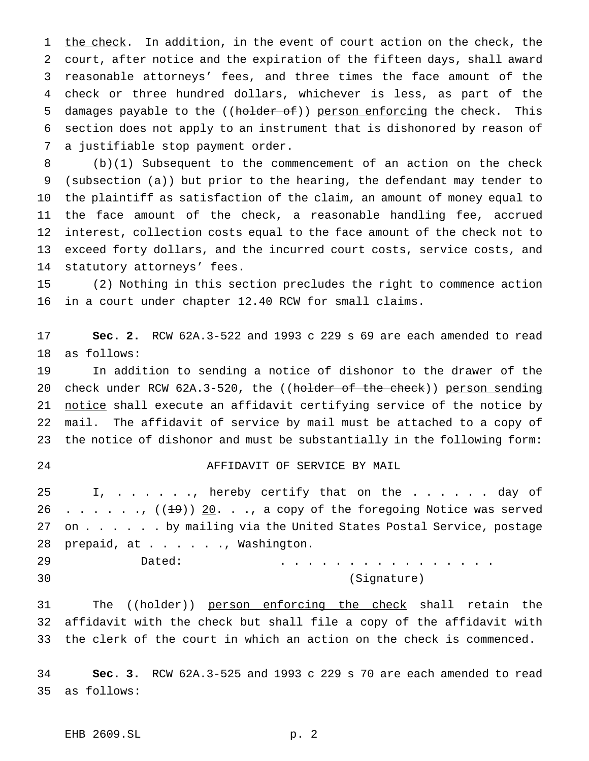the check. In addition, in the event of court action on the check, the court, after notice and the expiration of the fifteen days, shall award reasonable attorneys' fees, and three times the face amount of the check or three hundred dollars, whichever is less, as part of the damages payable to the ((~~holder of~~)) person enforcing the check. This section does not apply to an instrument that is dishonored by reason of a justifiable stop payment order.

(b)(1) Subsequent to the commencement of an action on the check (subsection (a)) but prior to the hearing, the defendant may tender to the plaintiff as satisfaction of the claim, an amount of money equal to the face amount of the check, a reasonable handling fee, accrued interest, collection costs equal to the face amount of the check not to exceed forty dollars, and the incurred court costs, service costs, and statutory attorneys' fees.

(2) Nothing in this section precludes the right to commence action in a court under chapter 12.40 RCW for small claims.

**Sec. 2.** RCW 62A.3-522 and 1993 c 229 s 69 are each amended to read as follows:

In addition to sending a notice of dishonor to the drawer of the check under RCW 62A.3-520, the ((~~holder of the check~~)) person sending notice shall execute an affidavit certifying service of the notice by mail. The affidavit of service by mail must be attached to a copy of the notice of dishonor and must be substantially in the following form:

AFFIDAVIT OF SERVICE BY MAIL

I, . . . . . . ., hereby certify that on the . . . . . . day of . . . . . . ., ((~~19~~)) 20. . ., a copy of the foregoing Notice was served on . . . . . . by mailing via the United States Postal Service, postage prepaid, at . . . . . ., Washington.

Dated: . . . . . . . . . . . . . . . . .
(Signature)

The ((~~holder~~)) person enforcing the check shall retain the affidavit with the check but shall file a copy of the affidavit with the clerk of the court in which an action on the check is commenced.

**Sec. 3.** RCW 62A.3-525 and 1993 c 229 s 70 are each amended to read as follows: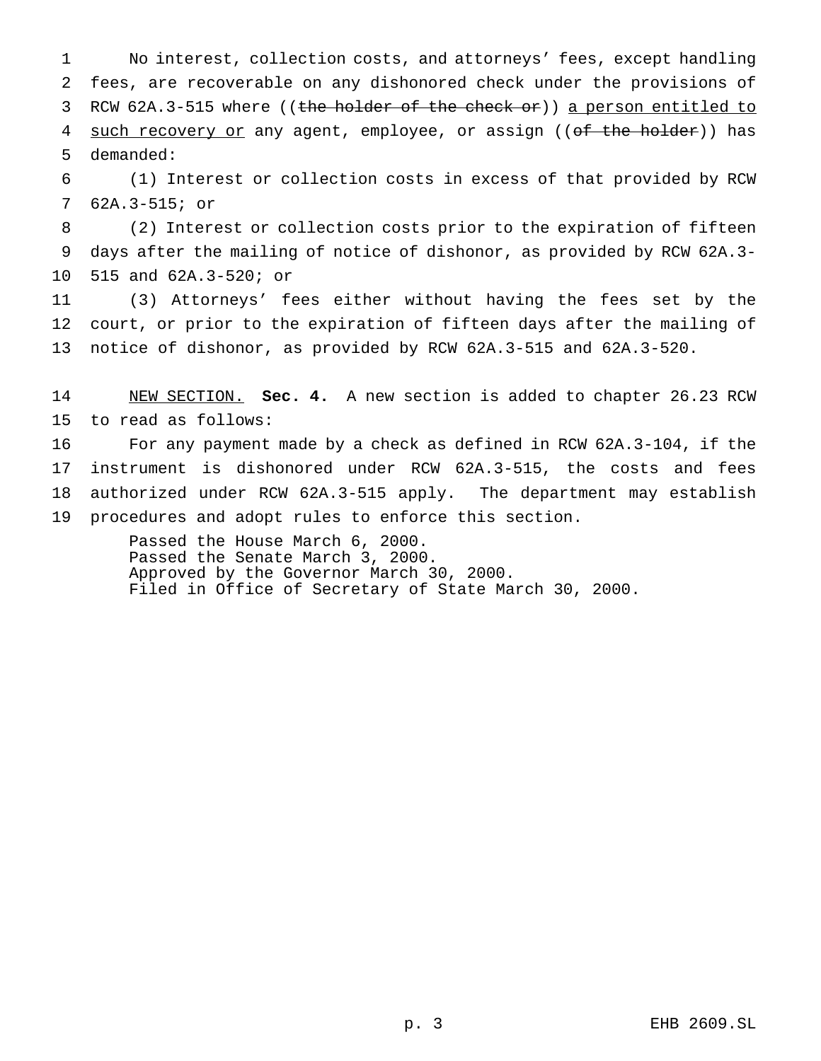No interest, collection costs, and attorneys' fees, except handling fees, are recoverable on any dishonored check under the provisions of RCW 62A.3-515 where ((~~the holder of the check or~~)) <u>a person entitled to such recovery or</u> any agent, employee, or assign ((~~of the holder~~)) has demanded:

(1) Interest or collection costs in excess of that provided by RCW 62A.3-515; or

(2) Interest or collection costs prior to the expiration of fifteen days after the mailing of notice of dishonor, as provided by RCW 62A.3-515 and 62A.3-520; or

(3) Attorneys' fees either without having the fees set by the court, or prior to the expiration of fifteen days after the mailing of notice of dishonor, as provided by RCW 62A.3-515 and 62A.3-520.

<u>NEW SECTION.</u> **Sec. 4.** A new section is added to chapter 26.23 RCW to read as follows:

For any payment made by a check as defined in RCW 62A.3-104, if the instrument is dishonored under RCW 62A.3-515, the costs and fees authorized under RCW 62A.3-515 apply. The department may establish procedures and adopt rules to enforce this section.

Passed the House March 6, 2000.
Passed the Senate March 3, 2000.
Approved by the Governor March 30, 2000.
Filed in Office of Secretary of State March 30, 2000.